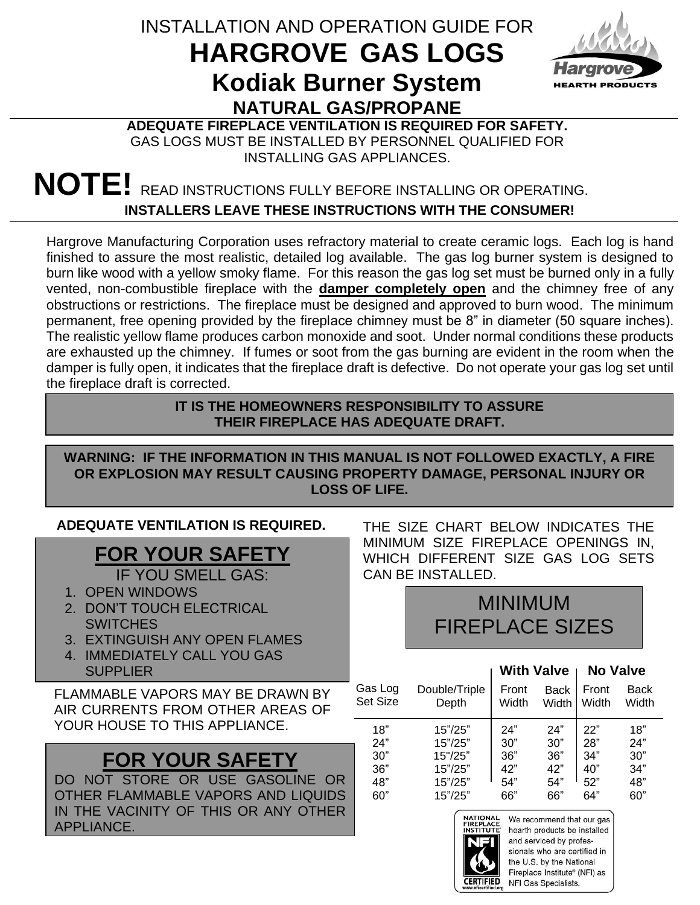INSTALLATION AND OPERATION GUIDE FOR

# HARGROVE GAS LOGS

## Kodiak Burner System

### NATURAL GAS/PROPANE

**ADEQUATE FIREPLACE VENTILATION IS REQUIRED FOR SAFETY.**

GAS LOGS MUST BE INSTALLED BY PERSONNEL QUALIFIED FOR INSTALLING GAS APPLIANCES.

**NOTE!** READ INSTRUCTIONS FULLY BEFORE INSTALLING OR OPERATING.

**INSTALLERS LEAVE THESE INSTRUCTIONS WITH THE CONSUMER!**

Hargrove Manufacturing Corporation uses refractory material to create ceramic logs. Each log is hand finished to assure the most realistic, detailed log available. The gas log burner system is designed to burn like wood with a yellow smoky flame. For this reason the gas log set must be burned only in a fully vented, non-combustible fireplace with the **damper completely open** and the chimney free of any obstructions or restrictions. The fireplace must be designed and approved to burn wood. The minimum permanent, free opening provided by the fireplace chimney must be 8" in diameter (50 square inches). The realistic yellow flame produces carbon monoxide and soot. Under normal conditions these products are exhausted up the chimney. If fumes or soot from the gas burning are evident in the room when the damper is fully open, it indicates that the fireplace draft is defective. Do not operate your gas log set until the fireplace draft is corrected.

**IT IS THE HOMEOWNERS RESPONSIBILITY TO ASSURE THEIR FIREPLACE HAS ADEQUATE DRAFT.**

**WARNING: IF THE INFORMATION IN THIS MANUAL IS NOT FOLLOWED EXACTLY, A FIRE OR EXPLOSION MAY RESULT CAUSING PROPERTY DAMAGE, PERSONAL INJURY OR LOSS OF LIFE.**

**ADEQUATE VENTILATION IS REQUIRED.**

## FOR YOUR SAFETY

IF YOU SMELL GAS:

1. OPEN WINDOWS
2. DON'T TOUCH ELECTRICAL SWITCHES
3. EXTINGUISH ANY OPEN FLAMES
4. IMMEDIATELY CALL YOU GAS SUPPLIER

FLAMMABLE VAPORS MAY BE DRAWN BY AIR CURRENTS FROM OTHER AREAS OF YOUR HOUSE TO THIS APPLIANCE.

## FOR YOUR SAFETY

DO NOT STORE OR USE GASOLINE OR OTHER FLAMMABLE VAPORS AND LIQUIDS IN THE VACINITY OF THIS OR ANY OTHER APPLIANCE.

THE SIZE CHART BELOW INDICATES THE MINIMUM SIZE FIREPLACE OPENINGS IN, WHICH DIFFERENT SIZE GAS LOG SETS CAN BE INSTALLED.

## MINIMUM FIREPLACE SIZES

| | | With Valve | | No Valve | |
|---|---|---|---|---|---|
| Gas Log Set Size | Double/Triple Depth | Front Width | Back Width | Front Width | Back Width |
| 18" | 15"/25" | 24" | 24" | 22" | 18" |
| 24" | 15"/25" | 30" | 30" | 28" | 24" |
| 30" | 15"/25" | 36" | 36" | 34" | 30" |
| 36" | 15"/25" | 42" | 42" | 40" | 34" |
| 48" | 15"/25" | 54" | 54" | 52" | 48" |
| 60" | 15"/25" | 66" | 66" | 64" | 60" |

NATIONAL FIREPLACE INSTITUTE NFI CERTIFIED www.nficertified.org

We recommend that our gas hearth products be installed and serviced by professionals who are certified in the U.S. by the National Fireplace Institute® (NFI) as NFI Gas Specialists.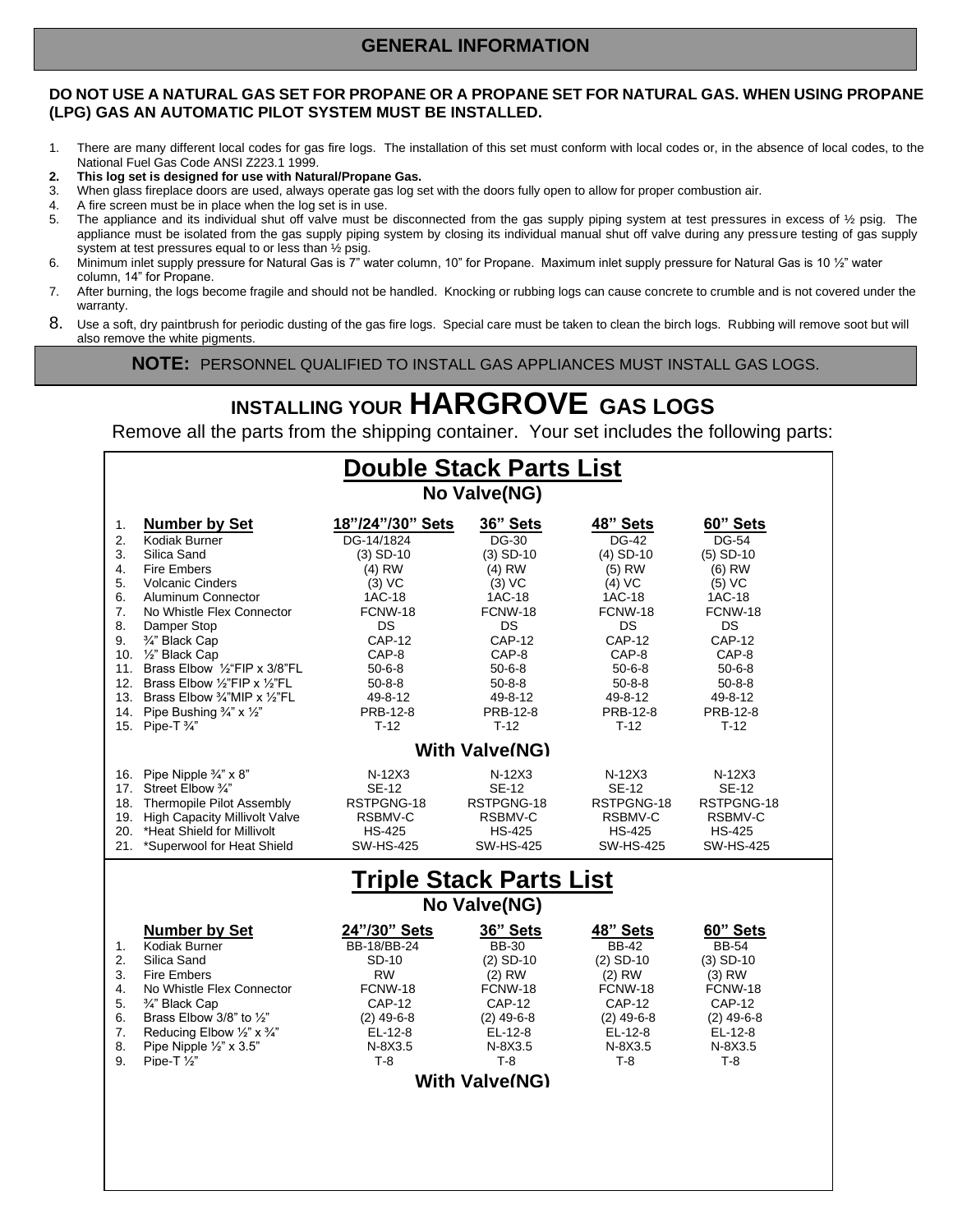## GENERAL INFORMATION

**DO NOT USE A NATURAL GAS SET FOR PROPANE OR A PROPANE SET FOR NATURAL GAS. WHEN USING PROPANE (LPG) GAS AN AUTOMATIC PILOT SYSTEM MUST BE INSTALLED.**

1. There are many different local codes for gas fire logs. The installation of this set must conform with local codes or, in the absence of local codes, to the National Fuel Gas Code ANSI Z223.1 1999.
2. **This log set is designed for use with Natural/Propane Gas.**
3. When glass fireplace doors are used, always operate gas log set with the doors fully open to allow for proper combustion air.
4. A fire screen must be in place when the log set is in use.
5. The appliance and its individual shut off valve must be disconnected from the gas supply piping system at test pressures in excess of ½ psig. The appliance must be isolated from the gas supply piping system by closing its individual manual shut off valve during any pressure testing of gas supply system at test pressures equal to or less than ½ psig.
6. Minimum inlet supply pressure for Natural Gas is 7" water column, 10" for Propane. Maximum inlet supply pressure for Natural Gas is 10 ½" water column, 14" for Propane.
7. After burning, the logs become fragile and should not be handled. Knocking or rubbing logs can cause concrete to crumble and is not covered under the warranty.
8. Use a soft, dry paintbrush for periodic dusting of the gas fire logs. Special care must be taken to clean the birch logs. Rubbing will remove soot but will also remove the white pigments.

**NOTE:** PERSONNEL QUALIFIED TO INSTALL GAS APPLIANCES MUST INSTALL GAS LOGS.

# INSTALLING YOUR HARGROVE GAS LOGS

Remove all the parts from the shipping container. Your set includes the following parts:

## Double Stack Parts List

### No Valve(NG)

| | Number by Set | 18"/24"/30" Sets | 36" Sets | 48" Sets | 60" Sets |
|---|---|---|---|---|---|
| 2. | Kodiak Burner | DG-14/1824 | DG-30 | DG-42 | DG-54 |
| 3. | Silica Sand | (3) SD-10 | (3) SD-10 | (4) SD-10 | (5) SD-10 |
| 4. | Fire Embers | (4) RW | (4) RW | (5) RW | (6) RW |
| 5. | Volcanic Cinders | (3) VC | (3) VC | (4) VC | (5) VC |
| 6. | Aluminum Connector | 1AC-18 | 1AC-18 | 1AC-18 | 1AC-18 |
| 7. | No Whistle Flex Connector | FCNW-18 | FCNW-18 | FCNW-18 | FCNW-18 |
| 8. | Damper Stop | DS | DS | DS | DS |
| 9. | ¾" Black Cap | CAP-12 | CAP-12 | CAP-12 | CAP-12 |
| 10. | ½" Black Cap | CAP-8 | CAP-8 | CAP-8 | CAP-8 |
| 11. | Brass Elbow ½"FIP x 3/8"FL | 50-6-8 | 50-6-8 | 50-6-8 | 50-6-8 |
| 12. | Brass Elbow ½"FIP x ½"FL | 50-8-8 | 50-8-8 | 50-8-8 | 50-8-8 |
| 13. | Brass Elbow ¾"MIP x ½"FL | 49-8-12 | 49-8-12 | 49-8-12 | 49-8-12 |
| 14. | Pipe Bushing ¾" x ½" | PRB-12-8 | PRB-12-8 | PRB-12-8 | PRB-12-8 |
| 15. | Pipe-T ¾" | T-12 | T-12 | T-12 | T-12 |

### With Valve(NG)

| | Number by Set | 18"/24"/30" Sets | 36" Sets | 48" Sets | 60" Sets |
|---|---|---|---|---|---|
| 16. | Pipe Nipple ¾" x 8" | N-12X3 | N-12X3 | N-12X3 | N-12X3 |
| 17. | Street Elbow ¾" | SE-12 | SE-12 | SE-12 | SE-12 |
| 18. | Thermopile Pilot Assembly | RSTPGNG-18 | RSTPGNG-18 | RSTPGNG-18 | RSTPGNG-18 |
| 19. | High Capacity Millivolt Valve | RSBMV-C | RSBMV-C | RSBMV-C | RSBMV-C |
| 20. | *Heat Shield for Millivolt | HS-425 | HS-425 | HS-425 | HS-425 |
| 21. | *Superwool for Heat Shield | SW-HS-425 | SW-HS-425 | SW-HS-425 | SW-HS-425 |

## Triple Stack Parts List

### No Valve(NG)

| | Number by Set | 24"/30" Sets | 36" Sets | 48" Sets | 60" Sets |
|---|---|---|---|---|---|
| 1. | Kodiak Burner | BB-18/BB-24 | BB-30 | BB-42 | BB-54 |
| 2. | Silica Sand | SD-10 | (2) SD-10 | (2) SD-10 | (3) SD-10 |
| 3. | Fire Embers | RW | (2) RW | (2) RW | (3) RW |
| 4. | No Whistle Flex Connector | FCNW-18 | FCNW-18 | FCNW-18 | FCNW-18 |
| 5. | ¾" Black Cap | CAP-12 | CAP-12 | CAP-12 | CAP-12 |
| 6. | Brass Elbow 3/8" to ½" | (2) 49-6-8 | (2) 49-6-8 | (2) 49-6-8 | (2) 49-6-8 |
| 7. | Reducing Elbow ½" x ¾" | EL-12-8 | EL-12-8 | EL-12-8 | EL-12-8 |
| 8. | Pipe Nipple ½" x 3.5" | N-8X3.5 | N-8X3.5 | N-8X3.5 | N-8X3.5 |
| 9. | Pipe-T ½" | T-8 | T-8 | T-8 | T-8 |

### With Valve(NG)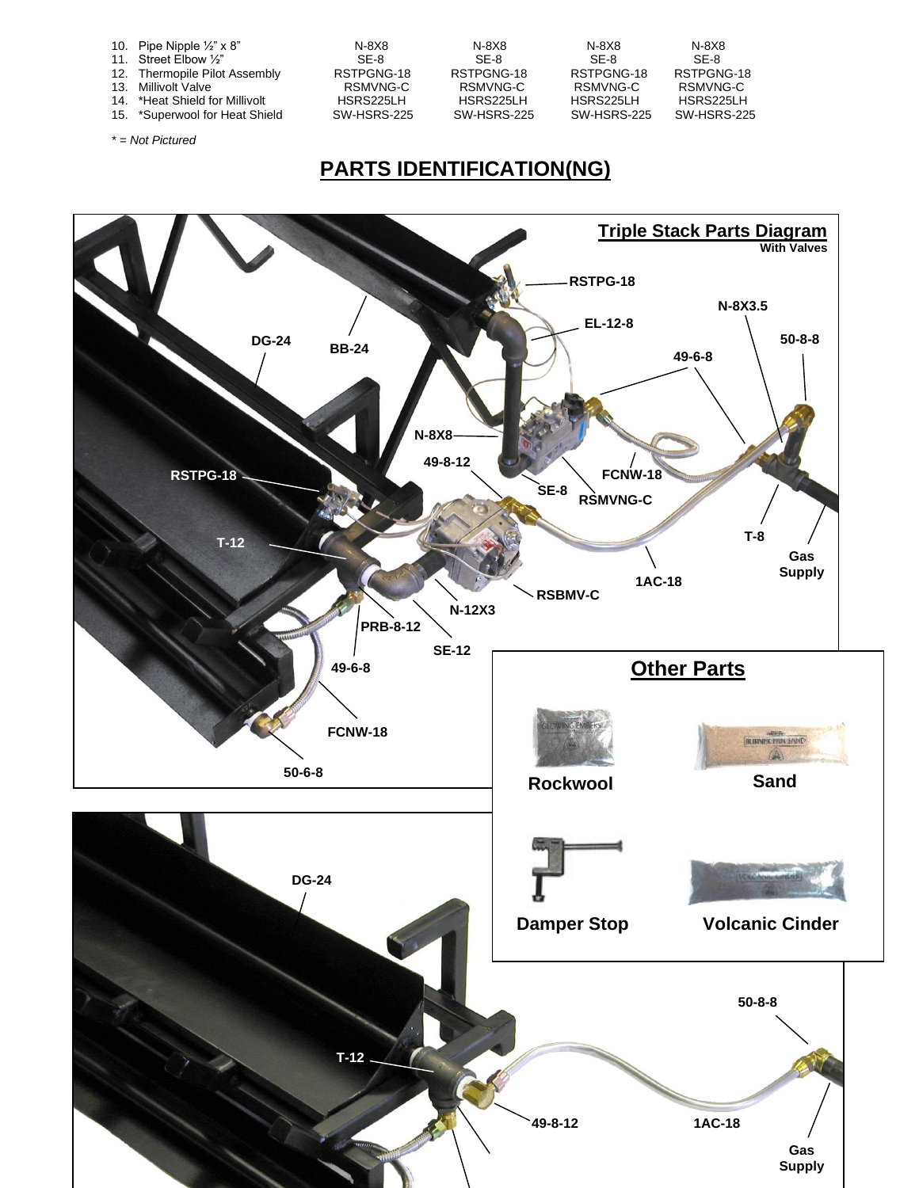| | | | | |
|---|---|---|---|---|
| 10. Pipe Nipple ½" x 8" | N-8X8 | N-8X8 | N-8X8 | N-8X8 |
| 11. Street Elbow ½" | SE-8 | SE-8 | SE-8 | SE-8 |
| 12. Thermopile Pilot Assembly | RSTPGNG-18 | RSTPGNG-18 | RSTPGNG-18 | RSTPGNG-18 |
| 13. Millivolt Valve | RSMVNG-C | RSMVNG-C | RSMVNG-C | RSMVNG-C |
| 14. *Heat Shield for Millivolt | HSRS225LH | HSRS225LH | HSRS225LH | HSRS225LH |
| 15. *Superwool for Heat Shield | SW-HSRS-225 | SW-HSRS-225 | SW-HSRS-225 | SW-HSRS-225 |

*\* = Not Pictured*

## PARTS IDENTIFICATION(NG)

**Triple Stack Parts Diagram**
**With Valves**

RSTPG-18, N-8X3.5, EL-12-8, 50-8-8, DG-24, BB-24, 49-6-8, N-8X8, 49-8-12, FCNW-18, RSTPG-18, SE-8, RSMVNG-C, T-12, T-8, Gas Supply, 1AC-18, RSBMV-C, N-12X3, PRB-8-12, SE-12, 49-6-8, FCNW-18, 50-6-8

**Other Parts**

Rockwool

Sand

Damper Stop

Volcanic Cinder

DG-24, 50-8-8, T-12, 49-8-12, 1AC-18, Gas Supply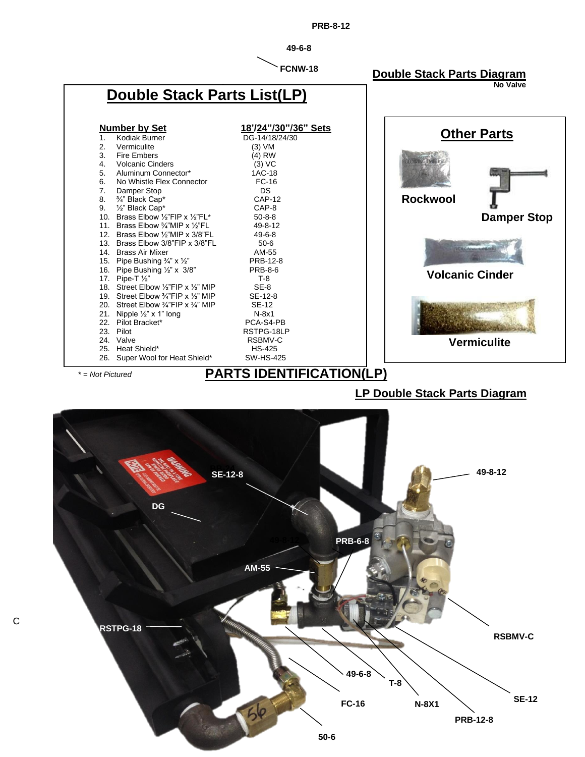PRB-8-12

49-6-8

FCNW-18

## Double Stack Parts Diagram

No Valve

## Double Stack Parts List(LP)

| Number by Set | 18'/24"/30"/36" Sets |
|---|---|
| 1. Kodiak Burner | DG-14/18/24/30 |
| 2. Vermiculite | (3) VM |
| 3. Fire Embers | (4) RW |
| 4. Volcanic Cinders | (3) VC |
| 5. Aluminum Connector* | 1AC-18 |
| 6. No Whistle Flex Connector | FC-16 |
| 7. Damper Stop | DS |
| 8. ¾" Black Cap* | CAP-12 |
| 9. ½" Black Cap* | CAP-8 |
| 10. Brass Elbow ½"FIP x ½"FL* | 50-8-8 |
| 11. Brass Elbow ¾"MIP x ½"FL | 49-8-12 |
| 12. Brass Elbow ½"MIP x 3/8"FL | 49-6-8 |
| 13. Brass Elbow 3/8"FIP x 3/8"FL | 50-6 |
| 14. Brass Air Mixer | AM-55 |
| 15. Pipe Bushing ¾" x ½" | PRB-12-8 |
| 16. Pipe Bushing ½" x 3/8" | PRB-8-6 |
| 17. Pipe-T ½" | T-8 |
| 18. Street Elbow ½"FIP x ½" MIP | SE-8 |
| 19. Street Elbow ¾"FIP x ½" MIP | SE-12-8 |
| 20. Street Elbow ¾"FIP x ¾" MIP | SE-12 |
| 21. Nipple ½" x 1" long | N-8x1 |
| 22. Pilot Bracket* | PCA-S4-PB |
| 23. Pilot | RSTPG-18LP |
| 24. Valve | RSBMV-C |
| 25. Heat Shield* | HS-425 |
| 26. Super Wool for Heat Shield* | SW-HS-425 |

*\* = Not Pictured*

## Other Parts

Rockwool

Damper Stop

Volcanic Cinder

Vermiculite

## PARTS IDENTIFICATION(LP)

## LP Double Stack Parts Diagram

49-8-12

SE-12-8

DG

PRB-6-8

AM-55

RSTPG-18

RSBMV-C

49-6-8

T-8

FC-16

N-8X1

SE-12

PRB-12-8

50-6

C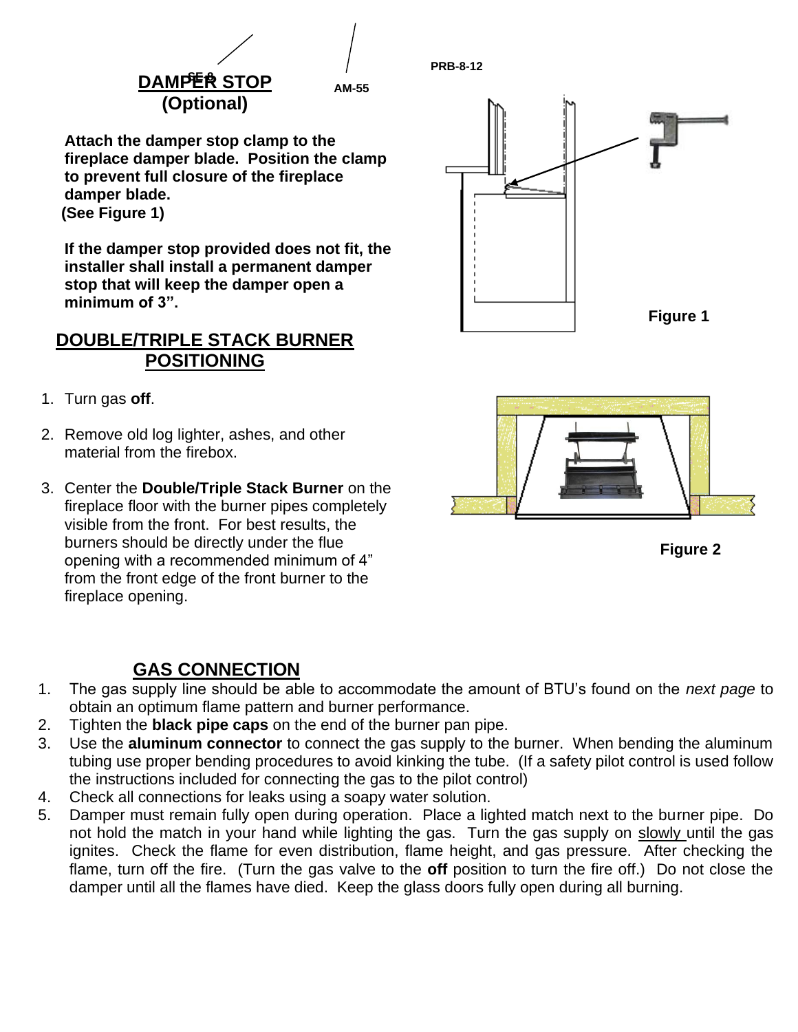## DAMPER STOP (Optional)

**Attach the damper stop clamp to the fireplace damper blade. Position the clamp to prevent full closure of the fireplace damper blade. (See Figure 1)**

**If the damper stop provided does not fit, the installer shall install a permanent damper stop that will keep the damper open a minimum of 3".**

Figure 1

## DOUBLE/TRIPLE STACK BURNER POSITIONING

1. Turn gas **off**.
2. Remove old log lighter, ashes, and other material from the firebox.
3. Center the **Double/Triple Stack Burner** on the fireplace floor with the burner pipes completely visible from the front. For best results, the burners should be directly under the flue opening with a recommended minimum of 4" from the front edge of the front burner to the fireplace opening.

Figure 2

## GAS CONNECTION

1. The gas supply line should be able to accommodate the amount of BTU's found on the *next page* to obtain an optimum flame pattern and burner performance.
2. Tighten the **black pipe caps** on the end of the burner pan pipe.
3. Use the **aluminum connector** to connect the gas supply to the burner. When bending the aluminum tubing use proper bending procedures to avoid kinking the tube. (If a safety pilot control is used follow the instructions included for connecting the gas to the pilot control)
4. Check all connections for leaks using a soapy water solution.
5. Damper must remain fully open during operation. Place a lighted match next to the burner pipe. Do not hold the match in your hand while lighting the gas. Turn the gas supply on slowly until the gas ignites. Check the flame for even distribution, flame height, and gas pressure. After checking the flame, turn off the fire. (Turn the gas valve to the **off** position to turn the fire off.) Do not close the damper until all the flames have died. Keep the glass doors fully open during all burning.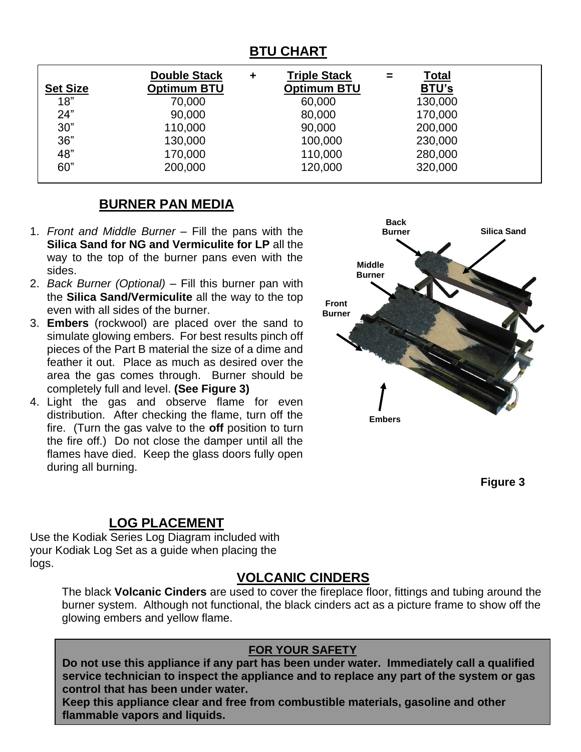## BTU CHART

| Set Size | Double Stack Optimum BTU | + | Triple Stack Optimum BTU | = | Total BTU's |
|---|---|---|---|---|---|
| 18" | 70,000 | | 60,000 | | 130,000 |
| 24" | 90,000 | | 80,000 | | 170,000 |
| 30" | 110,000 | | 90,000 | | 200,000 |
| 36" | 130,000 | | 100,000 | | 230,000 |
| 48" | 170,000 | | 110,000 | | 280,000 |
| 60" | 200,000 | | 120,000 | | 320,000 |

## BURNER PAN MEDIA

1. *Front and Middle Burner* – Fill the pans with the **Silica Sand for NG and Vermiculite for LP** all the way to the top of the burner pans even with the sides.
2. *Back Burner (Optional)* – Fill this burner pan with the **Silica Sand/Vermiculite** all the way to the top even with all sides of the burner.
3. **Embers** (rockwool) are placed over the sand to simulate glowing embers. For best results pinch off pieces of the Part B material the size of a dime and feather it out. Place as much as desired over the area the gas comes through. Burner should be completely full and level. **(See Figure 3)**
4. Light the gas and observe flame for even distribution. After checking the flame, turn off the fire. (Turn the gas valve to the **off** position to turn the fire off.) Do not close the damper until all the flames have died. Keep the glass doors fully open during all burning.

Back Burner | Silica Sand | Middle Burner | Front Burner | Embers

**Figure 3**

## LOG PLACEMENT

Use the Kodiak Series Log Diagram included with your Kodiak Log Set as a guide when placing the logs.

## VOLCANIC CINDERS

The black **Volcanic Cinders** are used to cover the fireplace floor, fittings and tubing around the burner system. Although not functional, the black cinders act as a picture frame to show off the glowing embers and yellow flame.

**FOR YOUR SAFETY**

**Do not use this appliance if any part has been under water. Immediately call a qualified service technician to inspect the appliance and to replace any part of the system or gas control that has been under water.**

**Keep this appliance clear and free from combustible materials, gasoline and other flammable vapors and liquids.**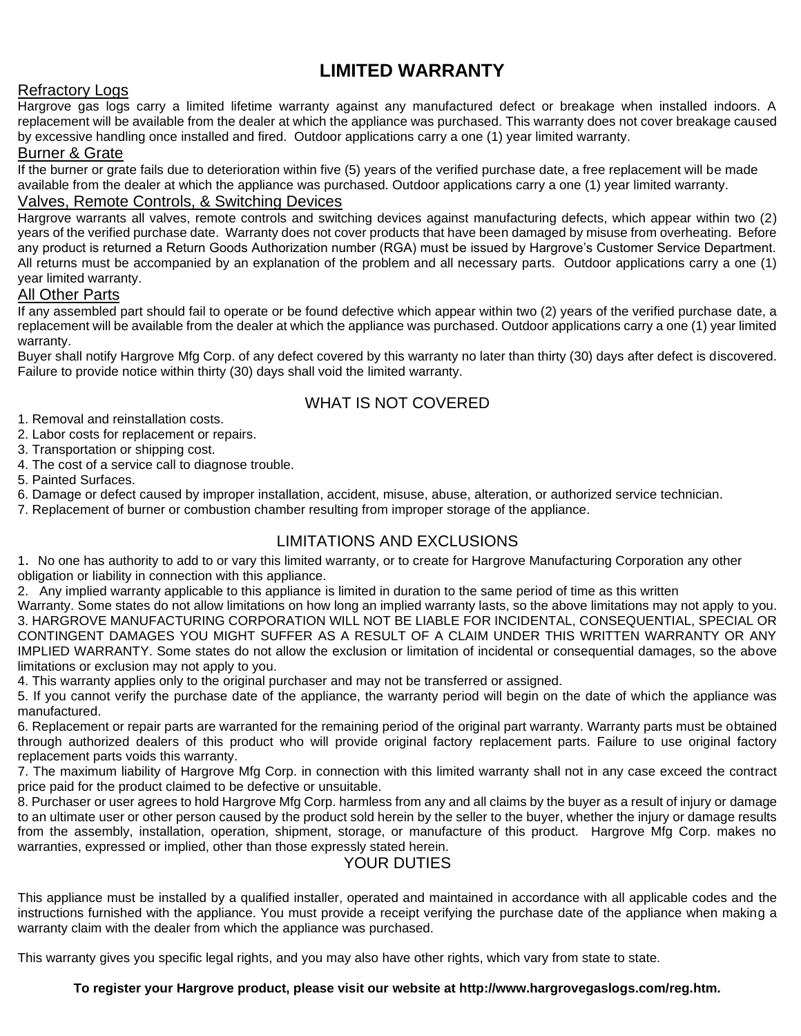# LIMITED WARRANTY

## Refractory Logs

Hargrove gas logs carry a limited lifetime warranty against any manufactured defect or breakage when installed indoors. A replacement will be available from the dealer at which the appliance was purchased. This warranty does not cover breakage caused by excessive handling once installed and fired. Outdoor applications carry a one (1) year limited warranty.

## Burner & Grate

If the burner or grate fails due to deterioration within five (5) years of the verified purchase date, a free replacement will be made available from the dealer at which the appliance was purchased. Outdoor applications carry a one (1) year limited warranty.

## Valves, Remote Controls, & Switching Devices

Hargrove warrants all valves, remote controls and switching devices against manufacturing defects, which appear within two (2) years of the verified purchase date. Warranty does not cover products that have been damaged by misuse from overheating. Before any product is returned a Return Goods Authorization number (RGA) must be issued by Hargrove's Customer Service Department. All returns must be accompanied by an explanation of the problem and all necessary parts. Outdoor applications carry a one (1) year limited warranty.

## All Other Parts

If any assembled part should fail to operate or be found defective which appear within two (2) years of the verified purchase date, a replacement will be available from the dealer at which the appliance was purchased. Outdoor applications carry a one (1) year limited warranty.

Buyer shall notify Hargrove Mfg Corp. of any defect covered by this warranty no later than thirty (30) days after defect is discovered. Failure to provide notice within thirty (30) days shall void the limited warranty.

## WHAT IS NOT COVERED

1. Removal and reinstallation costs.
2. Labor costs for replacement or repairs.
3. Transportation or shipping cost.
4. The cost of a service call to diagnose trouble.
5. Painted Surfaces.
6. Damage or defect caused by improper installation, accident, misuse, abuse, alteration, or authorized service technician.
7. Replacement of burner or combustion chamber resulting from improper storage of the appliance.

## LIMITATIONS AND EXCLUSIONS

1. No one has authority to add to or vary this limited warranty, or to create for Hargrove Manufacturing Corporation any other obligation or liability in connection with this appliance.
2. Any implied warranty applicable to this appliance is limited in duration to the same period of time as this written Warranty. Some states do not allow limitations on how long an implied warranty lasts, so the above limitations may not apply to you.
3. HARGROVE MANUFACTURING CORPORATION WILL NOT BE LIABLE FOR INCIDENTAL, CONSEQUENTIAL, SPECIAL OR CONTINGENT DAMAGES YOU MIGHT SUFFER AS A RESULT OF A CLAIM UNDER THIS WRITTEN WARRANTY OR ANY IMPLIED WARRANTY. Some states do not allow the exclusion or limitation of incidental or consequential damages, so the above limitations or exclusion may not apply to you.
4. This warranty applies only to the original purchaser and may not be transferred or assigned.
5. If you cannot verify the purchase date of the appliance, the warranty period will begin on the date of which the appliance was manufactured.
6. Replacement or repair parts are warranted for the remaining period of the original part warranty. Warranty parts must be obtained through authorized dealers of this product who will provide original factory replacement parts. Failure to use original factory replacement parts voids this warranty.
7. The maximum liability of Hargrove Mfg Corp. in connection with this limited warranty shall not in any case exceed the contract price paid for the product claimed to be defective or unsuitable.
8. Purchaser or user agrees to hold Hargrove Mfg Corp. harmless from any and all claims by the buyer as a result of injury or damage to an ultimate user or other person caused by the product sold herein by the seller to the buyer, whether the injury or damage results from the assembly, installation, operation, shipment, storage, or manufacture of this product. Hargrove Mfg Corp. makes no warranties, expressed or implied, other than those expressly stated herein.

## YOUR DUTIES

This appliance must be installed by a qualified installer, operated and maintained in accordance with all applicable codes and the instructions furnished with the appliance. You must provide a receipt verifying the purchase date of the appliance when making a warranty claim with the dealer from which the appliance was purchased.

This warranty gives you specific legal rights, and you may also have other rights, which vary from state to state.

**To register your Hargrove product, please visit our website at http://www.hargrovegaslogs.com/reg.htm.**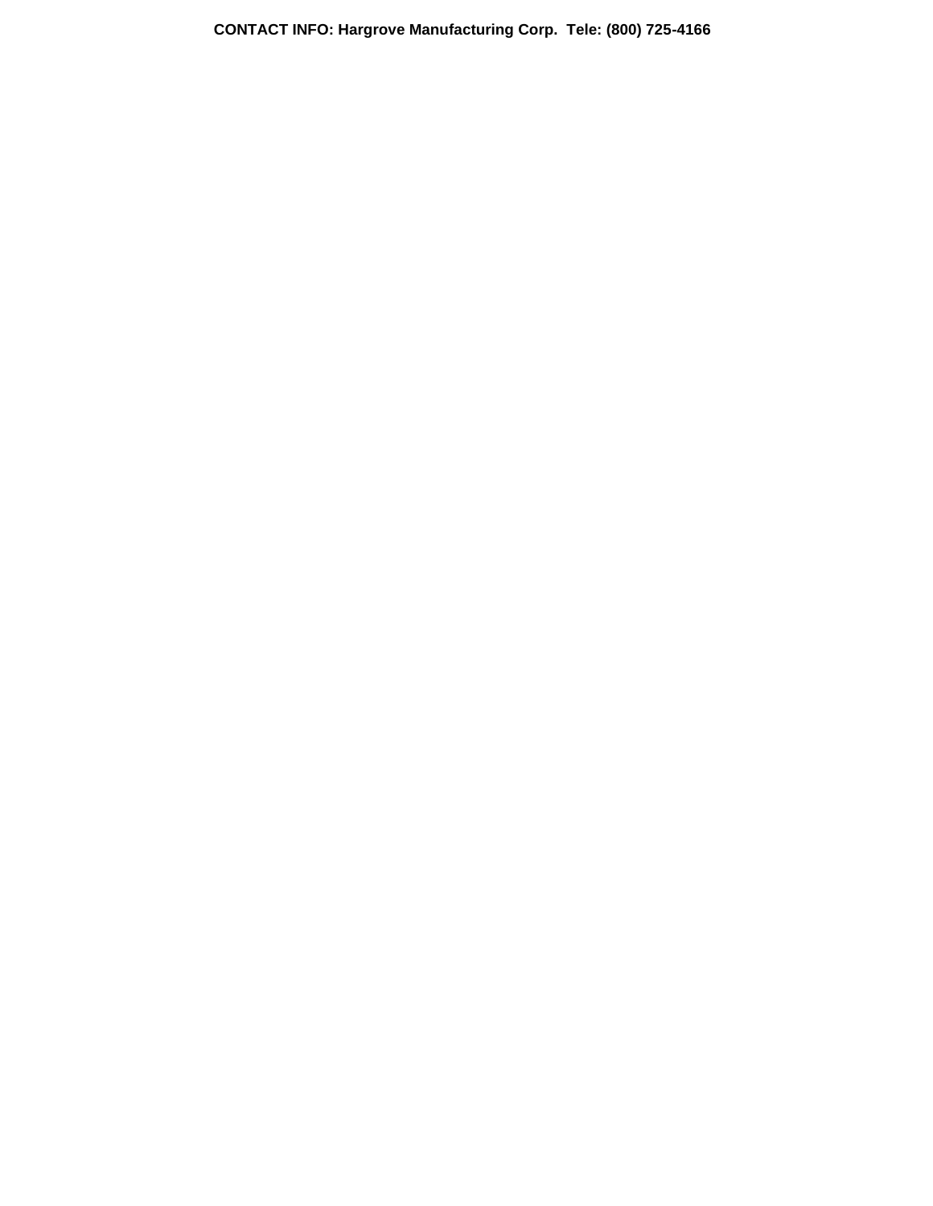**CONTACT INFO: Hargrove Manufacturing Corp. Tele: (800) 725-4166**